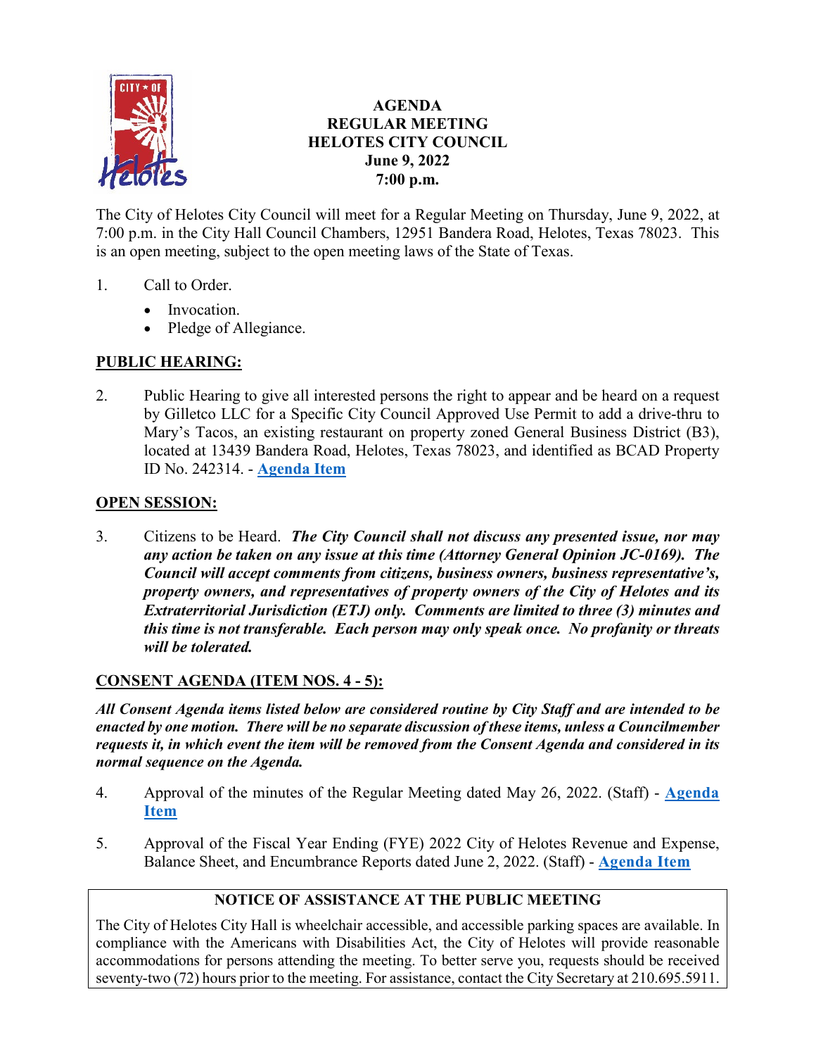# AGENDA
## REGULAR MEETING
## HELOTES CITY COUNCIL
**June 9, 2022**
**7:00 p.m.**

The City of Helotes City Council will meet for a Regular Meeting on Thursday, June 9, 2022, at 7:00 p.m. in the City Hall Council Chambers, 12951 Bandera Road, Helotes, Texas 78023. This is an open meeting, subject to the open meeting laws of the State of Texas.

1. Call to Order.
   - Invocation.
   - Pledge of Allegiance.

### PUBLIC HEARING:

2. Public Hearing to give all interested persons the right to appear and be heard on a request by Gilletco LLC for a Specific City Council Approved Use Permit to add a drive-thru to Mary's Tacos, an existing restaurant on property zoned General Business District (B3), located at 13439 Bandera Road, Helotes, Texas 78023, and identified as BCAD Property ID No. 242314. - **Agenda Item**

### OPEN SESSION:

3. Citizens to be Heard. ***The City Council shall not discuss any presented issue, nor may any action be taken on any issue at this time (Attorney General Opinion JC-0169). The Council will accept comments from citizens, business owners, business representative's, property owners, and representatives of property owners of the City of Helotes and its Extraterritorial Jurisdiction (ETJ) only. Comments are limited to three (3) minutes and this time is not transferable. Each person may only speak once. No profanity or threats will be tolerated.***

### CONSENT AGENDA (ITEM NOS. 4 - 5):

***All Consent Agenda items listed below are considered routine by City Staff and are intended to be enacted by one motion. There will be no separate discussion of these items, unless a Councilmember requests it, in which event the item will be removed from the Consent Agenda and considered in its normal sequence on the Agenda.***

4. Approval of the minutes of the Regular Meeting dated May 26, 2022. (Staff) - **Agenda Item**

5. Approval of the Fiscal Year Ending (FYE) 2022 City of Helotes Revenue and Expense, Balance Sheet, and Encumbrance Reports dated June 2, 2022. (Staff) - **Agenda Item**

**NOTICE OF ASSISTANCE AT THE PUBLIC MEETING**

The City of Helotes City Hall is wheelchair accessible, and accessible parking spaces are available. In compliance with the Americans with Disabilities Act, the City of Helotes will provide reasonable accommodations for persons attending the meeting. To better serve you, requests should be received seventy-two (72) hours prior to the meeting. For assistance, contact the City Secretary at 210.695.5911.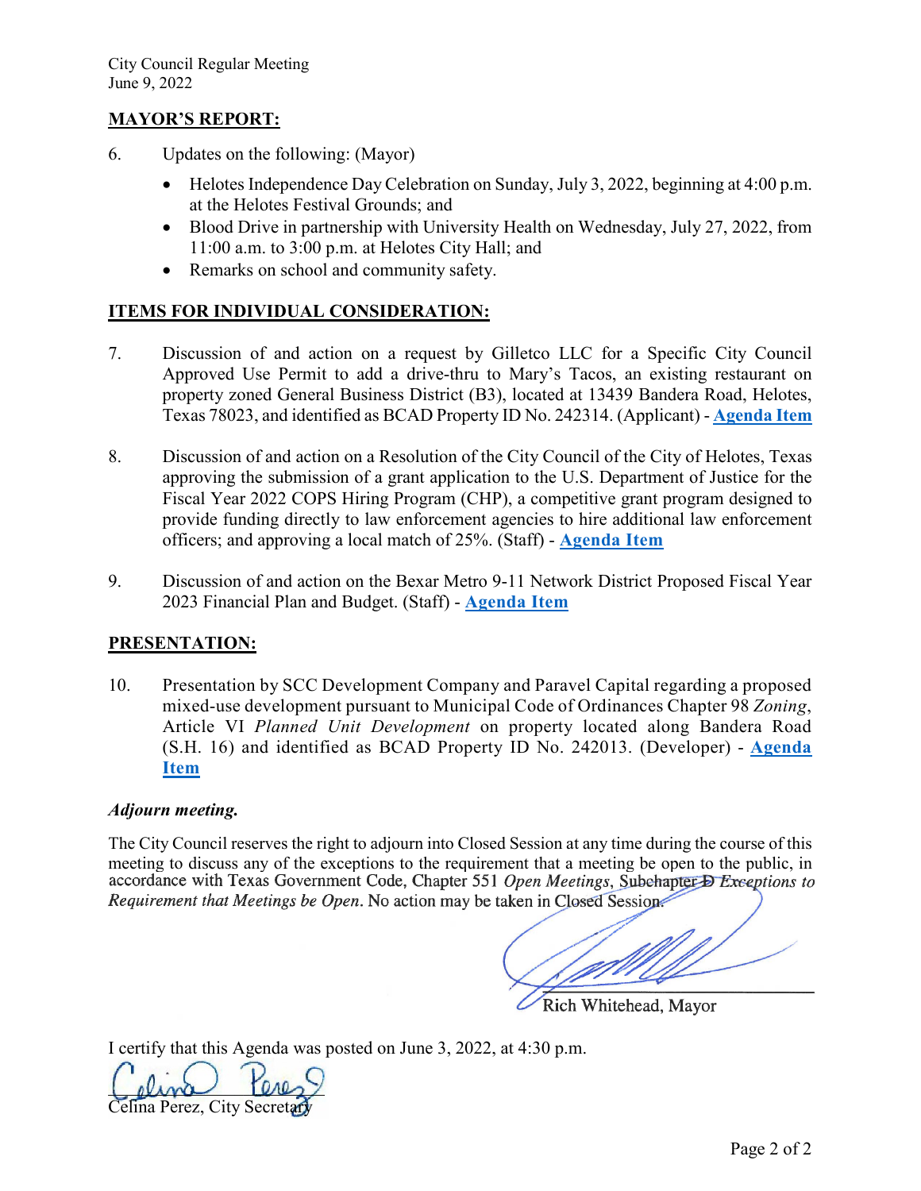City Council Regular Meeting
June 9, 2022

## MAYOR'S REPORT:

6. Updates on the following: (Mayor)
   - Helotes Independence Day Celebration on Sunday, July 3, 2022, beginning at 4:00 p.m. at the Helotes Festival Grounds; and
   - Blood Drive in partnership with University Health on Wednesday, July 27, 2022, from 11:00 a.m. to 3:00 p.m. at Helotes City Hall; and
   - Remarks on school and community safety.

## ITEMS FOR INDIVIDUAL CONSIDERATION:

7. Discussion of and action on a request by Gilletco LLC for a Specific City Council Approved Use Permit to add a drive-thru to Mary's Tacos, an existing restaurant on property zoned General Business District (B3), located at 13439 Bandera Road, Helotes, Texas 78023, and identified as BCAD Property ID No. 242314. (Applicant) - **Agenda Item**

8. Discussion of and action on a Resolution of the City Council of the City of Helotes, Texas approving the submission of a grant application to the U.S. Department of Justice for the Fiscal Year 2022 COPS Hiring Program (CHP), a competitive grant program designed to provide funding directly to law enforcement agencies to hire additional law enforcement officers; and approving a local match of 25%. (Staff) - **Agenda Item**

9. Discussion of and action on the Bexar Metro 9-11 Network District Proposed Fiscal Year 2023 Financial Plan and Budget. (Staff) - **Agenda Item**

## PRESENTATION:

10. Presentation by SCC Development Company and Paravel Capital regarding a proposed mixed-use development pursuant to Municipal Code of Ordinances Chapter 98 *Zoning*, Article VI *Planned Unit Development* on property located along Bandera Road (S.H. 16) and identified as BCAD Property ID No. 242013. (Developer) - **Agenda Item**

***Adjourn meeting.***

The City Council reserves the right to adjourn into Closed Session at any time during the course of this meeting to discuss any of the exceptions to the requirement that a meeting be open to the public, in accordance with Texas Government Code, Chapter 551 *Open Meetings*, Subchapter D *Exceptions to Requirement that Meetings be Open*. No action may be taken in Closed Session.

Rich Whitehead, Mayor

I certify that this Agenda was posted on June 3, 2022, at 4:30 p.m.

Celina Perez, City Secretary